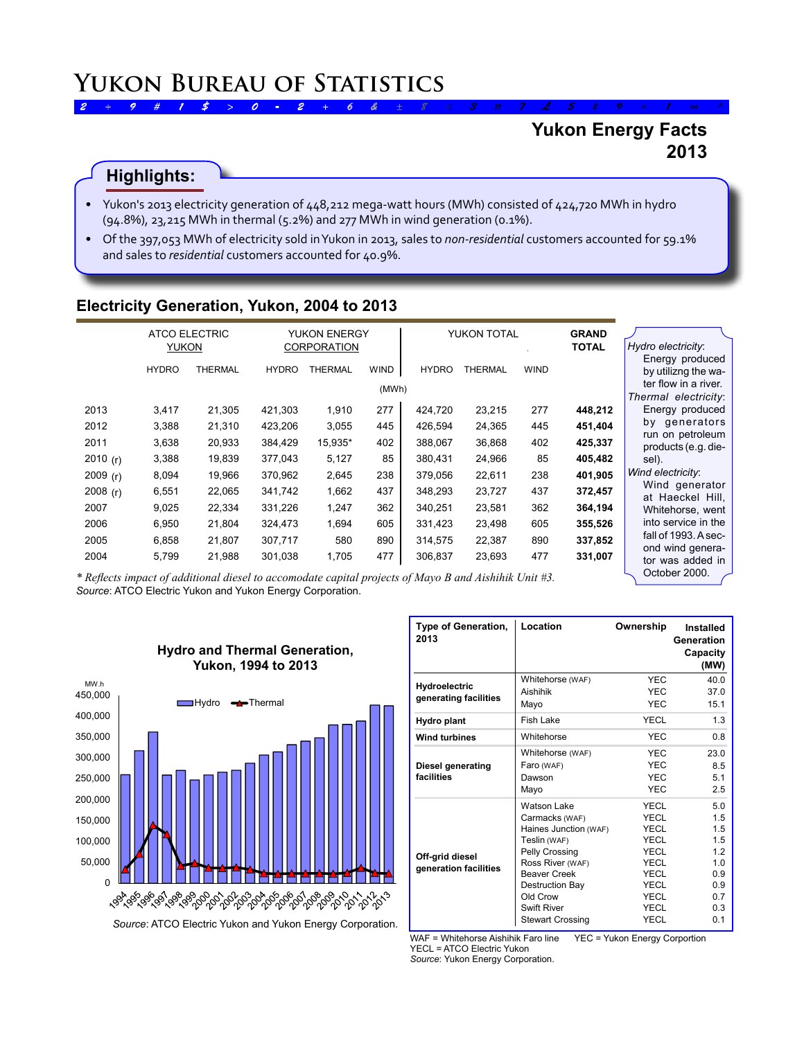# Yukon Bureau of Statistics

## Yukon Energy Facts 2013

### Highlights:

- Yukon's 2013 electricity generation of 448,212 mega-watt hours (MWh) consisted of 424,720 MWh in hydro (94.8%), 23,215 MWh in thermal (5.2%) and 277 MWh in wind generation (0.1%).
- Of the 397,053 MWh of electricity sold in Yukon in 2013, sales to *non-residential* customers accounted for 59.1% and sales to *residential* customers accounted for 40.9%.

## Electricity Generation, Yukon, 2004 to 2013

| | ATCO ELECTRIC YUKON | | YUKON ENERGY CORPORATION | | | YUKON TOTAL | | | GRAND TOTAL |
|---|---|---|---|---|---|---|---|---|---|
| | HYDRO | THERMAL | HYDRO | THERMAL | WIND | HYDRO | THERMAL | WIND | |
| | (MWh) | | | | | | | | |
| 2013 | 3,417 | 21,305 | 421,303 | 1,910 | 277 | 424,720 | 23,215 | 277 | **448,212** |
| 2012 | 3,388 | 21,310 | 423,206 | 3,055 | 445 | 426,594 | 24,365 | 445 | **451,404** |
| 2011 | 3,638 | 20,933 | 384,429 | 15,935* | 402 | 388,067 | 36,868 | 402 | **425,337** |
| 2010 (r) | 3,388 | 19,839 | 377,043 | 5,127 | 85 | 380,431 | 24,966 | 85 | **405,482** |
| 2009 (r) | 8,094 | 19,966 | 370,962 | 2,645 | 238 | 379,056 | 22,611 | 238 | **401,905** |
| 2008 (r) | 6,551 | 22,065 | 341,742 | 1,662 | 437 | 348,293 | 23,727 | 437 | **372,457** |
| 2007 | 9,025 | 22,334 | 331,226 | 1,247 | 362 | 340,251 | 23,581 | 362 | **364,194** |
| 2006 | 6,950 | 21,804 | 324,473 | 1,694 | 605 | 331,423 | 23,498 | 605 | **355,526** |
| 2005 | 6,858 | 21,807 | 307,717 | 580 | 890 | 314,575 | 22,387 | 890 | **337,852** |
| 2004 | 5,799 | 21,988 | 301,038 | 1,705 | 477 | 306,837 | 23,693 | 477 | **331,007** |

*\* Reflects impact of additional diesel to accomodate capital projects of Mayo B and Aishihik Unit #3.*
*Source*: ATCO Electric Yukon and Yukon Energy Corporation.

*Hydro electricity*: Energy produced by utilizng the water flow in a river.
*Thermal electricity*: Energy produced by generators run on petroleum products (e.g. diesel).
*Wind electricity*: Wind generator at Haeckel Hill, Whitehorse, went into service in the fall of 1993. A second wind generator was added in October 2000.

### Hydro and Thermal Generation, Yukon, 1994 to 2013

*Source*: ATCO Electric Yukon and Yukon Energy Corporation.

| Type of Generation, 2013 | Location | Ownership | Installed Generation Capacity (MW) |
|---|---|---|---|
| Hydroelectric generating facilities | Whitehorse (WAF) | YEC | 40.0 |
| | Aishihik | YEC | 37.0 |
| | Mayo | YEC | 15.1 |
| Hydro plant | Fish Lake | YECL | 1.3 |
| Wind turbines | Whitehorse | YEC | 0.8 |
| Diesel generating facilities | Whitehorse (WAF) | YEC | 23.0 |
| | Faro (WAF) | YEC | 8.5 |
| | Dawson | YEC | 5.1 |
| | Mayo | YEC | 2.5 |
| Off-grid diesel generation facilities | Watson Lake | YECL | 5.0 |
| | Carmacks (WAF) | YECL | 1.5 |
| | Haines Junction (WAF) | YECL | 1.5 |
| | Teslin (WAF) | YECL | 1.5 |
| | Pelly Crossing | YECL | 1.2 |
| | Ross River (WAF) | YECL | 1.0 |
| | Beaver Creek | YECL | 0.9 |
| | Destruction Bay | YECL | 0.9 |
| | Old Crow | YECL | 0.7 |
| | Swift River | YECL | 0.3 |
| | Stewart Crossing | YECL | 0.1 |

WAF = Whitehorse Aishihik Faro line YEC = Yukon Energy Corportion
YECL = ATCO Electric Yukon
*Source*: Yukon Energy Corporation.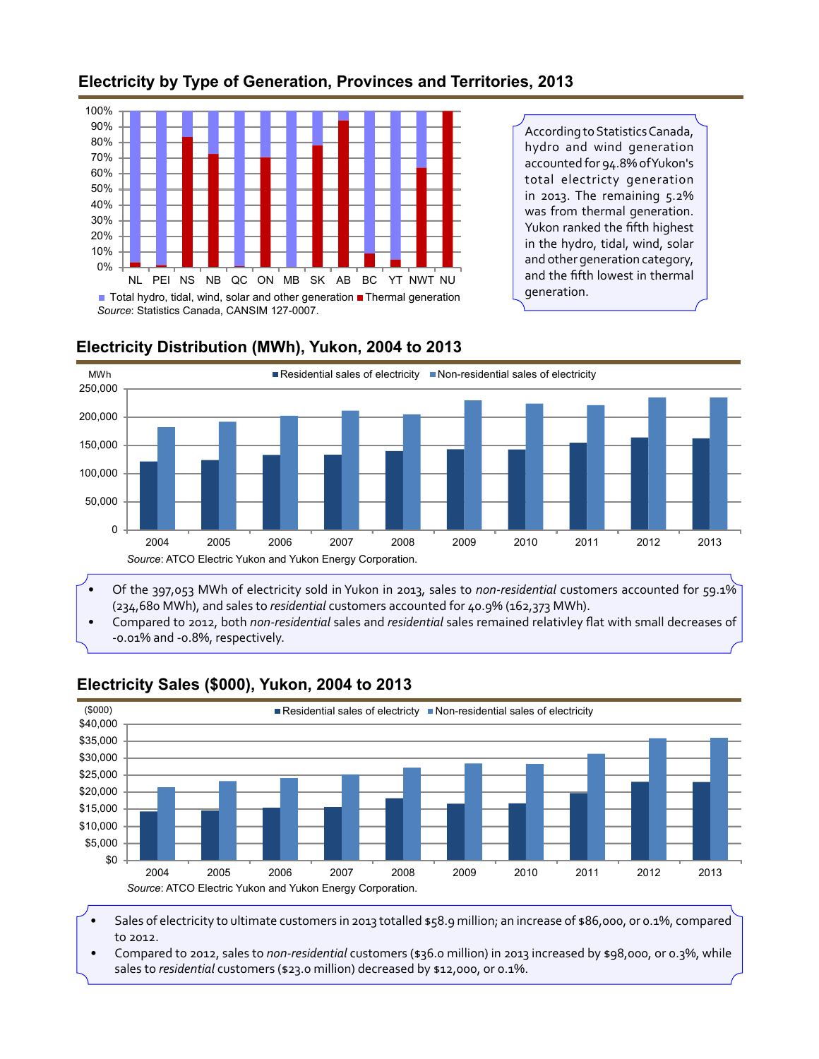## Electricity by Type of Generation, Provinces and Territories, 2013

100%
90%
80%
70%
60%
50%
40%
30%
20%
10%
0%

NL PEI NS NB QC ON MB SK AB BC YT NWT NU

Total hydro, tidal, wind, solar and other generation ■ Thermal generation

*Source*: Statistics Canada, CANSIM 127-0007.

According to Statistics Canada, hydro and wind generation accounted for 94.8% of Yukon's total electricty generation in 2013. The remaining 5.2% was from thermal generation. Yukon ranked the fifth highest in the hydro, tidal, wind, solar and other generation category, and the fifth lowest in thermal generation.

## Electricity Distribution (MWh), Yukon, 2004 to 2013

MWh

Residential sales of electricity ■ Non-residential sales of electricity

250,000
200,000
150,000
100,000
50,000
0

2004 2005 2006 2007 2008 2009 2010 2011 2012 2013

*Source*: ATCO Electric Yukon and Yukon Energy Corporation.

- Of the 397,053 MWh of electricity sold in Yukon in 2013, sales to *non-residential* customers accounted for 59.1% (234,680 MWh), and sales to *residential* customers accounted for 40.9% (162,373 MWh).
- Compared to 2012, both *non-residential* sales and *residential* sales remained relativley flat with small decreases of -0.01% and -0.8%, respectively.

## Electricity Sales ($000), Yukon, 2004 to 2013

($000)

Residential sales of electricty ■ Non-residential sales of electricity

$40,000
$35,000
$30,000
$25,000
$20,000
$15,000
$10,000
$5,000
$0

2004 2005 2006 2007 2008 2009 2010 2011 2012 2013

*Source*: ATCO Electric Yukon and Yukon Energy Corporation.

- Sales of electricity to ultimate customers in 2013 totalled $58.9 million; an increase of $86,000, or 0.1%, compared to 2012.
- Compared to 2012, sales to *non-residential* customers ($36.0 million) in 2013 increased by $98,000, or 0.3%, while sales to *residential* customers ($23.0 million) decreased by $12,000, or 0.1%.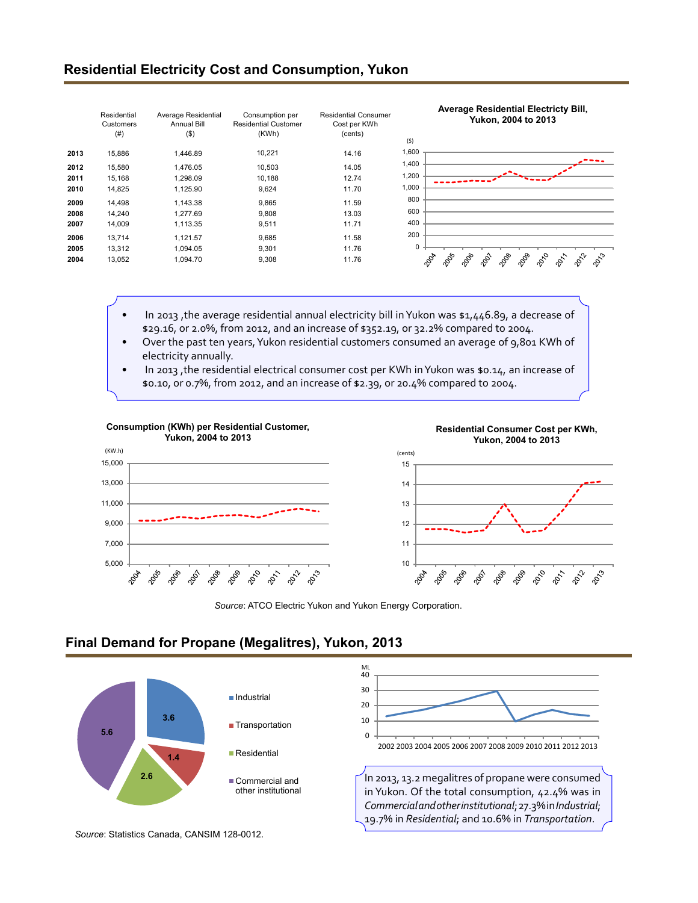## Residential Electricity Cost and Consumption, Yukon

| | Residential Customers (#) | Average Residential Annual Bill ($) | Consumption per Residential Customer (KWh) | Residential Consumer Cost per KWh (cents) |
|---|---|---|---|---|
| **2013** | 15,886 | 1,446.89 | 10,221 | 14.16 |
| **2012** | 15,580 | 1,476.05 | 10,503 | 14.05 |
| **2011** | 15,168 | 1,298.09 | 10,188 | 12.74 |
| **2010** | 14,825 | 1,125.90 | 9,624 | 11.70 |
| **2009** | 14,498 | 1,143.38 | 9,865 | 11.59 |
| **2008** | 14,240 | 1,277.69 | 9,808 | 13.03 |
| **2007** | 14,009 | 1,113.35 | 9,511 | 11.71 |
| **2006** | 13,714 | 1,121.57 | 9,685 | 11.58 |
| **2005** | 13,312 | 1,094.05 | 9,301 | 11.76 |
| **2004** | 13,052 | 1,094.70 | 9,308 | 11.76 |

**Average Residential Electricty Bill, Yukon, 2004 to 2013**

- In 2013 ,the average residential annual electricity bill in Yukon was $1,446.89, a decrease of $29.16, or 2.0%, from 2012, and an increase of $352.19, or 32.2% compared to 2004.
- Over the past ten years, Yukon residential customers consumed an average of 9,801 KWh of electricity annually.
- In 2013 ,the residential electrical consumer cost per KWh in Yukon was $0.14, an increase of $0.10, or 0.7%, from 2012, and an increase of $2.39, or 20.4% compared to 2004.

**Consumption (KWh) per Residential Customer, Yukon, 2004 to 2013**

**Residential Consumer Cost per KWh, Yukon, 2004 to 2013**

*Source*: ATCO Electric Yukon and Yukon Energy Corporation.

## Final Demand for Propane (Megalitres), Yukon, 2013

| Sector | Megalitres |
|---|---|
| Industrial | 3.6 |
| Transportation | 1.4 |
| Residential | 2.6 |
| Commercial and other institutional | 5.6 |

*Source*: Statistics Canada, CANSIM 128-0012.

In 2013, 13.2 megalitres of propane were consumed in Yukon. Of the total consumption, 42.4% was in *Commercial and other institutional*; 27.3% in *Industrial*; 19.7% in *Residential*; and 10.6% in *Transportation*.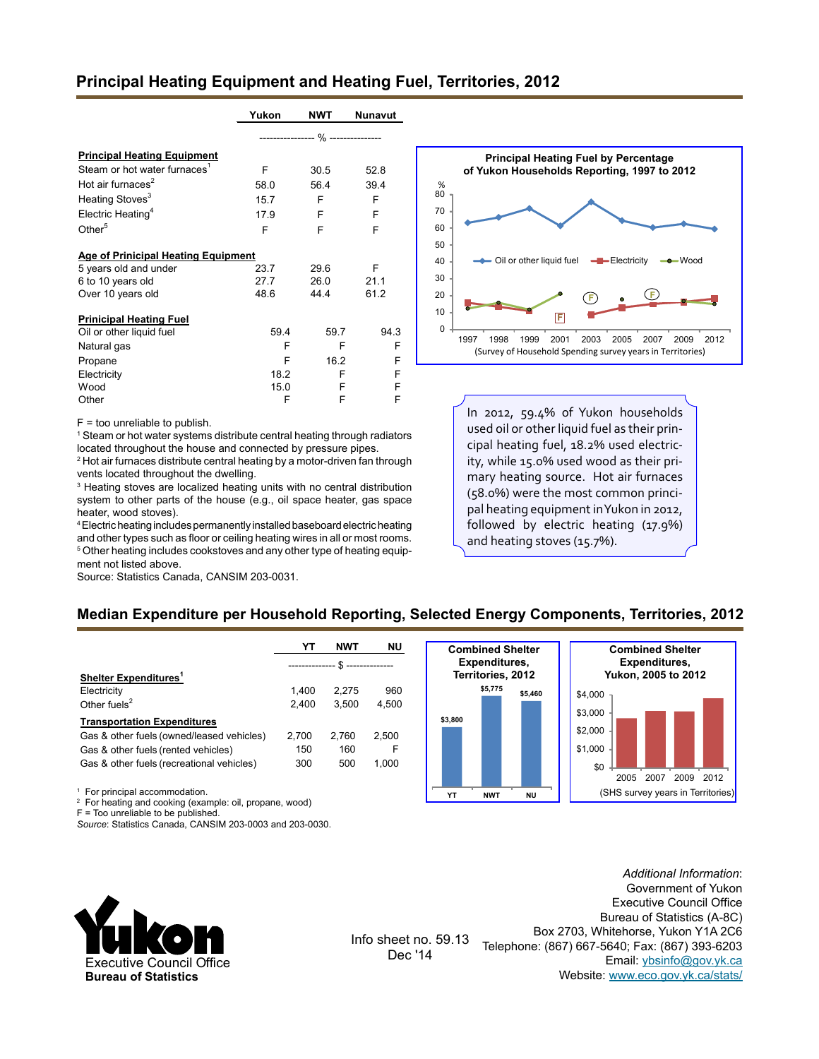## Principal Heating Equipment and Heating Fuel, Territories, 2012

| | Yukon | NWT | Nunavut |
|---|---|---|---|
| | ---------------- % -------------- | | |
| **Principal Heating Equipment** | | | |
| Steam or hot water furnaces[1] | F | 30.5 | 52.8 |
| Hot air furnaces[2] | 58.0 | 56.4 | 39.4 |
| Heating Stoves[3] | 15.7 | F | F |
| Electric Heating[4] | 17.9 | F | F |
| Other[5] | F | F | F |
| **Age of Prinicipal Heating Equipment** | | | |
| 5 years old and under | 23.7 | 29.6 | F |
| 6 to 10 years old | 27.7 | 26.0 | 21.1 |
| Over 10 years old | 48.6 | 44.4 | 61.2 |
| **Principal Heating Fuel** | | | |
| Oil or other liquid fuel | 59.4 | 59.7 | 94.3 |
| Natural gas | F | F | F |
| Propane | F | 16.2 | F |
| Electricity | 18.2 | F | F |
| Wood | 15.0 | F | F |
| Other | F | F | F |

F = too unreliable to publish.
[1] Steam or hot water systems distribute central heating through radiators located throughout the house and connected by pressure pipes.
[2] Hot air furnaces distribute central heating by a motor-driven fan through vents located throughout the dwelling.
[3] Heating stoves are localized heating units with no central distribution system to other parts of the house (e.g., oil space heater, gas space heater, wood stoves).
[4] Electric heating includes permanently installed baseboard electric heating and other types such as floor or ceiling heating wires in all or most rooms.
[5] Other heating includes cookstoves and any other type of heating equipment not listed above.
Source: Statistics Canada, CANSIM 203-0031.

Principal Heating Fuel by Percentage of Yukon Households Reporting, 1997 to 2012

%
80
70
60
50
40
30
20
10
0

Oil or other liquid fuel
Electricity
Wood

F F F

1997 1998 1999 2001 2003 2005 2007 2009 2012
(Survey of Household Spending survey years in Territories)

In 2012, 59.4% of Yukon households used oil or other liquid fuel as their principal heating fuel, 18.2% used electricity, while 15.0% used wood as their primary heating source. Hot air furnaces (58.0%) were the most common principal heating equipment in Yukon in 2012, followed by electric heating (17.9%) and heating stoves (15.7%).

## Median Expenditure per Household Reporting, Selected Energy Components, Territories, 2012

| | YT | NWT | NU |
|---|---|---|---|
| | ------------- $ ------------- | | |
| **Shelter Expenditures[1]** | | | |
| Electricity | 1,400 | 2,275 | 960 |
| Other fuels[2] | 2,400 | 3,500 | 4,500 |
| **Transportation Expenditures** | | | |
| Gas & other fuels (owned/leased vehicles) | 2,700 | 2,760 | 2,500 |
| Gas & other fuels (rented vehicles) | 150 | 160 | F |
| Gas & other fuels (recreational vehicles) | 300 | 500 | 1,000 |

[1] For principal accommodation.
[2] For heating and cooking (example: oil, propane, wood)
F = Too unreliable to be published.
*Source*: Statistics Canada, CANSIM 203-0003 and 203-0030.

Combined Shelter Expenditures, Territories, 2012

$3,800
$5,775
$5,460
YT NWT NU

Combined Shelter Expenditures, Yukon, 2005 to 2012

$4,000
$3,000
$2,000
$1,000
$0
2005 2007 2009 2012
(SHS survey years in Territories)

Yukon
Executive Council Office
**Bureau of Statistics**

Info sheet no. 59.13
Dec '14

*Additional Information*:
Government of Yukon
Executive Council Office
Bureau of Statistics (A-8C)
Box 2703, Whitehorse, Yukon Y1A 2C6
Telephone: (867) 667-5640; Fax: (867) 393-6203
Email: ybsinfo@gov.yk.ca
Website: www.eco.gov.yk.ca/stats/